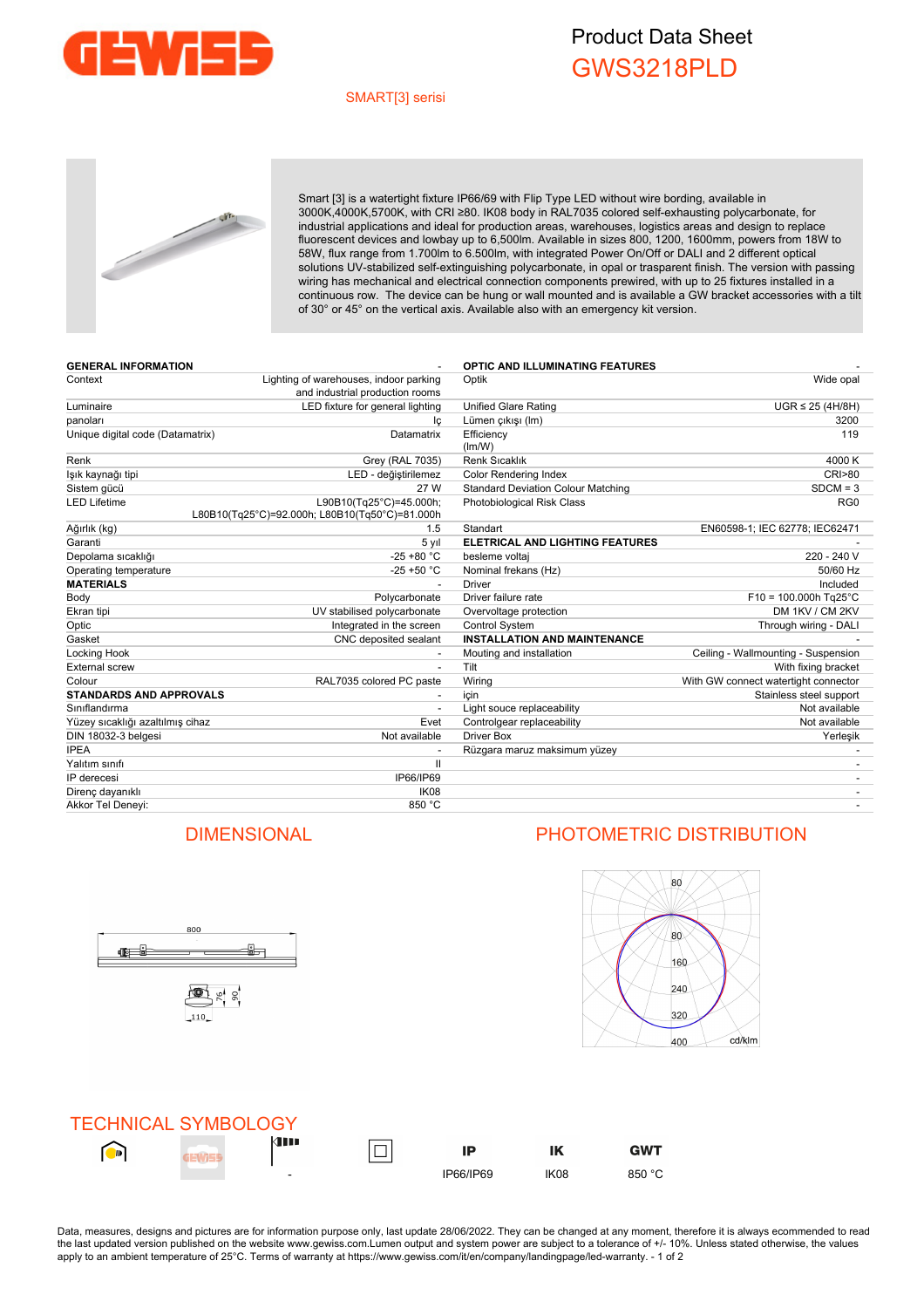# Product Data Sheet

## GWS3218PLD

SMART[3] serisi

Smart [3] is a watertight fixture IP66/69 with Flip Type LED without wire bording, available in 3000K,4000K,5700K, with CRI ≥80. IK08 body in RAL7035 colored self-exhausting polycarbonate, for industrial applications and ideal for production areas, warehouses, logistics areas and design to replace fluorescent devices and lowbay up to 6,500lm. Available in sizes 800, 1200, 1600mm, powers from 18W to 58W, flux range from 1.700lm to 6.500lm, with integrated Power On/Off or DALI and 2 different optical solutions UV-stabilized self-extinguishing polycarbonate, in opal or trasparent finish. The version with passing wiring has mechanical and electrical connection components prewired, with up to 25 fixtures installed in a continuous row. The device can be hung or wall mounted and is available a GW bracket accessories with a tilt of 30° or 45° on the vertical axis. Available also with an emergency kit version.

| GENERAL INFORMATION | - |
|---|---|
| Context | Lighting of warehouses, indoor parking and industrial production rooms |
| Luminaire | LED fixture for general lighting |
| panoları | İç |
| Unique digital code (Datamatrix) | Datamatrix |
| Renk | Grey (RAL 7035) |
| Işık kaynağı tipi | LED - değiştirilemez |
| Sistem gücü | 27 W |
| LED Lifetime | L90B10(Tq25°C)=45.000h; L80B10(Tq25°C)=92.000h; L80B10(Tq50°C)=81.000h |
| Ağırlık (kg) | 1.5 |
| Garanti | 5 yıl |
| Depolama sıcaklığı | -25 +80 °C |
| Operating temperature | -25 +50 °C |
| **MATERIALS** | - |
| Body | Polycarbonate |
| Ekran tipi | UV stabilised polycarbonate |
| Optic | Integrated in the screen |
| Gasket | CNC deposited sealant |
| Locking Hook | - |
| External screw | - |
| Colour | RAL7035 colored PC paste |
| **STANDARDS AND APPROVALS** | - |
| Sınıflandırma | - |
| Yüzey sıcaklığı azaltılmış cihaz | Evet |
| DIN 18032-3 belgesi | Not available |
| IPEA | - |
| Yalıtım sınıfı | II |
| IP derecesi | IP66/IP69 |
| Direnç dayanıklı | IK08 |
| Akkor Tel Deneyi: | 850 °C |

| OPTIC AND ILLUMINATING FEATURES | - |
|---|---|
| Optik | Wide opal |
| Unified Glare Rating | UGR ≤ 25 (4H/8H) |
| Lümen çıkışı (lm) | 3200 |
| Efficiency (lm/W) | 119 |
| Renk Sıcaklık | 4000 K |
| Color Rendering Index | CRI>80 |
| Standard Deviation Colour Matching | SDCM = 3 |
| Photobiological Risk Class | RG0 |
| Standart | EN60598-1; IEC 62778; IEC62471 |
| **ELETRICAL AND LIGHTING FEATURES** | - |
| besleme voltaj | 220 - 240 V |
| Nominal frekans (Hz) | 50/60 Hz |
| Driver | Included |
| Driver failure rate | F10 = 100.000h Tq25°C |
| Overvoltage protection | DM 1KV / CM 2KV |
| Control System | Through wiring - DALI |
| **INSTALLATION AND MAINTENANCE** | - |
| Mouting and installation | Ceiling - Wallmounting - Suspension |
| Tilt | With fixing bracket |
| Wiring | With GW connect watertight connector |
| için | Stainless steel support |
| Light souce replaceability | Not available |
| Controlgear replaceability | Not available |
| Driver Box | Yerleşik |
| Rüzgara maruz maksimum yüzey | - |

## DIMENSIONAL

800

110 76 90

## PHOTOMETRIC DISTRIBUTION

80 80 160 240 320 400 cd/klm

## TECHNICAL SYMBOLOGY

| | | | | IP | IK | GWT |
|---|---|---|---|---|---|---|
| | | - | | IP66/IP69 | IK08 | 850 °C |

Data, measures, designs and pictures are for information purpose only, last update 28/06/2022. They can be changed at any moment, therefore it is always ecommended to read the last updated version published on the website www.gewiss.com.Lumen output and system power are subject to a tolerance of +/- 10%. Unless stated otherwise, the values apply to an ambient temperature of 25°C. Terms of warranty at https://www.gewiss.com/it/en/company/landingpage/led-warranty.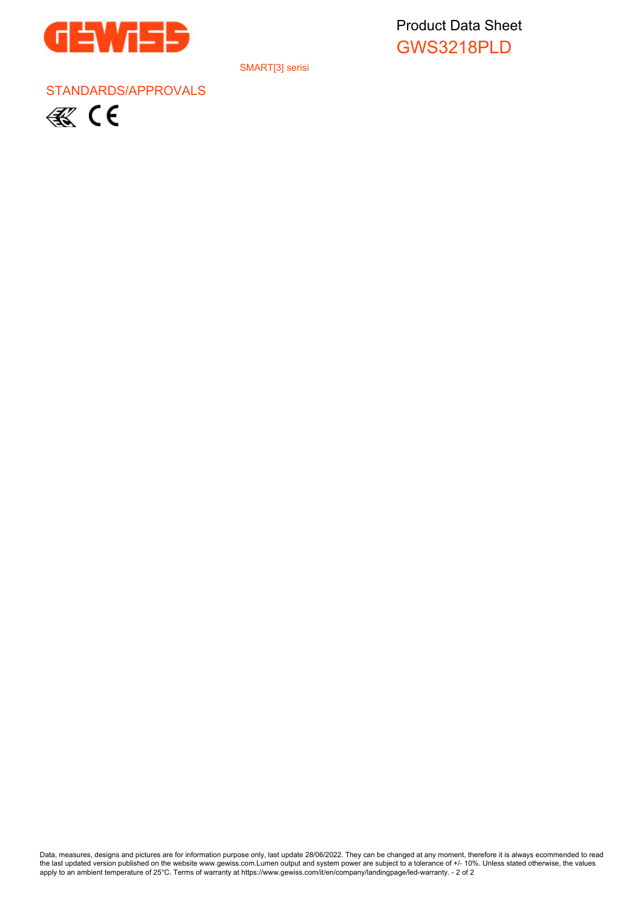## STANDARDS/APPROVALS